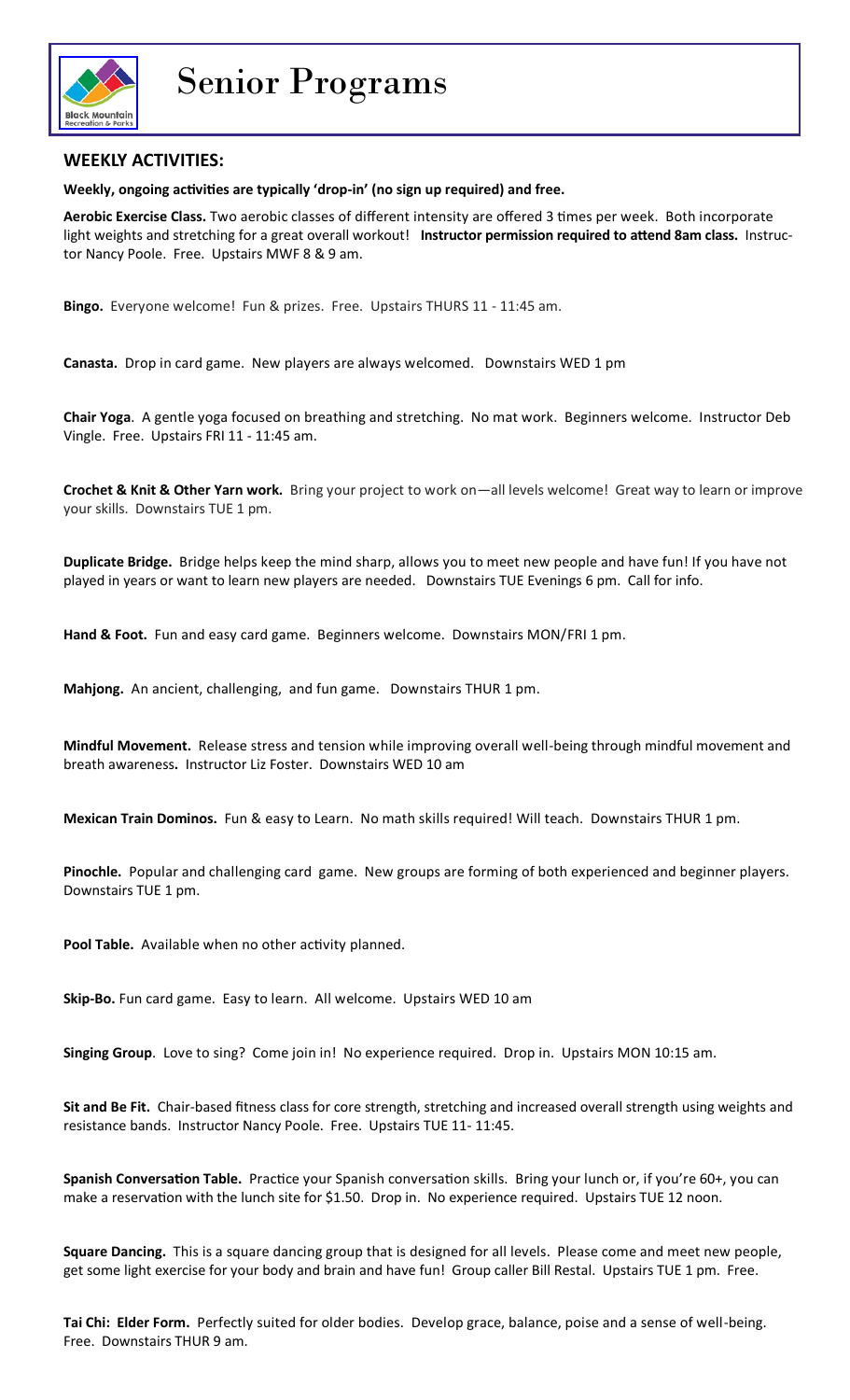# Senior Programs

## WEEKLY ACTIVITIES:

**Weekly, ongoing activities are typically 'drop-in' (no sign up required) and free.**

**Aerobic Exercise Class.** Two aerobic classes of different intensity are offered 3 times per week. Both incorporate light weights and stretching for a great overall workout! **Instructor permission required to attend 8am class.** Instructor Nancy Poole. Free. Upstairs MWF 8 & 9 am.

**Bingo.** Everyone welcome! Fun & prizes. Free. Upstairs THURS 11 - 11:45 am.

**Canasta.** Drop in card game. New players are always welcomed. Downstairs WED 1 pm

**Chair Yoga**. A gentle yoga focused on breathing and stretching. No mat work. Beginners welcome. Instructor Deb Vingle. Free. Upstairs FRI 11 - 11:45 am.

**Crochet & Knit & Other Yarn work.** Bring your project to work on—all levels welcome! Great way to learn or improve your skills. Downstairs TUE 1 pm.

**Duplicate Bridge.** Bridge helps keep the mind sharp, allows you to meet new people and have fun! If you have not played in years or want to learn new players are needed. Downstairs TUE Evenings 6 pm. Call for info.

**Hand & Foot.** Fun and easy card game. Beginners welcome. Downstairs MON/FRI 1 pm.

**Mahjong.** An ancient, challenging, and fun game. Downstairs THUR 1 pm.

**Mindful Movement.** Release stress and tension while improving overall well-being through mindful movement and breath awareness**.** Instructor Liz Foster. Downstairs WED 10 am

**Mexican Train Dominos.** Fun & easy to Learn. No math skills required! Will teach. Downstairs THUR 1 pm.

**Pinochle.** Popular and challenging card game. New groups are forming of both experienced and beginner players. Downstairs TUE 1 pm.

**Pool Table.** Available when no other activity planned.

**Skip-Bo.** Fun card game. Easy to learn. All welcome. Upstairs WED 10 am

**Singing Group**. Love to sing? Come join in! No experience required. Drop in. Upstairs MON 10:15 am.

**Sit and Be Fit.** Chair-based fitness class for core strength, stretching and increased overall strength using weights and resistance bands. Instructor Nancy Poole. Free. Upstairs TUE 11- 11:45.

**Spanish Conversation Table.** Practice your Spanish conversation skills. Bring your lunch or, if you're 60+, you can make a reservation with the lunch site for $1.50. Drop in. No experience required. Upstairs TUE 12 noon.

**Square Dancing.** This is a square dancing group that is designed for all levels. Please come and meet new people, get some light exercise for your body and brain and have fun! Group caller Bill Restal. Upstairs TUE 1 pm. Free.

**Tai Chi: Elder Form.** Perfectly suited for older bodies. Develop grace, balance, poise and a sense of well-being. Free. Downstairs THUR 9 am.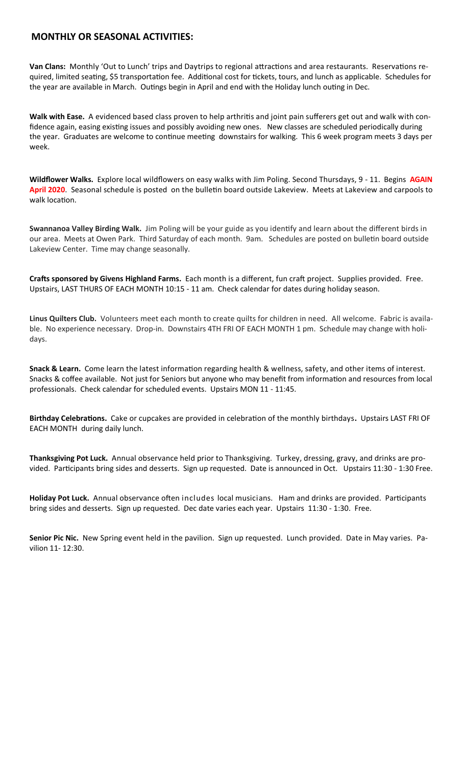## MONTHLY OR SEASONAL ACTIVITIES:

**Van Clans:** Monthly 'Out to Lunch' trips and Daytrips to regional attractions and area restaurants. Reservations required, limited seating, $5 transportation fee. Additional cost for tickets, tours, and lunch as applicable. Schedules for the year are available in March. Outings begin in April and end with the Holiday lunch outing in Dec.

**Walk with Ease.** A evidenced based class proven to help arthritis and joint pain sufferers get out and walk with confidence again, easing existing issues and possibly avoiding new ones. New classes are scheduled periodically during the year. Graduates are welcome to continue meeting downstairs for walking. This 6 week program meets 3 days per week.

**Wildflower Walks.** Explore local wildflowers on easy walks with Jim Poling. Second Thursdays, 9 - 11. Begins **AGAIN April 2020**. Seasonal schedule is posted on the bulletin board outside Lakeview. Meets at Lakeview and carpools to walk location.

**Swannanoa Valley Birding Walk.** Jim Poling will be your guide as you identify and learn about the different birds in our area. Meets at Owen Park. Third Saturday of each month. 9am. Schedules are posted on bulletin board outside Lakeview Center. Time may change seasonally.

**Crafts sponsored by Givens Highland Farms.** Each month is a different, fun craft project. Supplies provided. Free. Upstairs, LAST THURS OF EACH MONTH 10:15 - 11 am. Check calendar for dates during holiday season.

**Linus Quilters Club.** Volunteers meet each month to create quilts for children in need. All welcome. Fabric is available. No experience necessary. Drop-in. Downstairs 4TH FRI OF EACH MONTH 1 pm. Schedule may change with holidays.

**Snack & Learn.** Come learn the latest information regarding health & wellness, safety, and other items of interest. Snacks & coffee available. Not just for Seniors but anyone who may benefit from information and resources from local professionals. Check calendar for scheduled events. Upstairs MON 11 - 11:45.

**Birthday Celebrations.** Cake or cupcakes are provided in celebration of the monthly birthdays**.** Upstairs LAST FRI OF EACH MONTH during daily lunch.

**Thanksgiving Pot Luck.** Annual observance held prior to Thanksgiving. Turkey, dressing, gravy, and drinks are provided. Participants bring sides and desserts. Sign up requested. Date is announced in Oct. Upstairs 11:30 - 1:30 Free.

**Holiday Pot Luck.** Annual observance often includes local musicians. Ham and drinks are provided. Participants bring sides and desserts. Sign up requested. Dec date varies each year. Upstairs 11:30 - 1:30. Free.

**Senior Pic Nic.** New Spring event held in the pavilion. Sign up requested. Lunch provided. Date in May varies. Pavilion 11- 12:30.